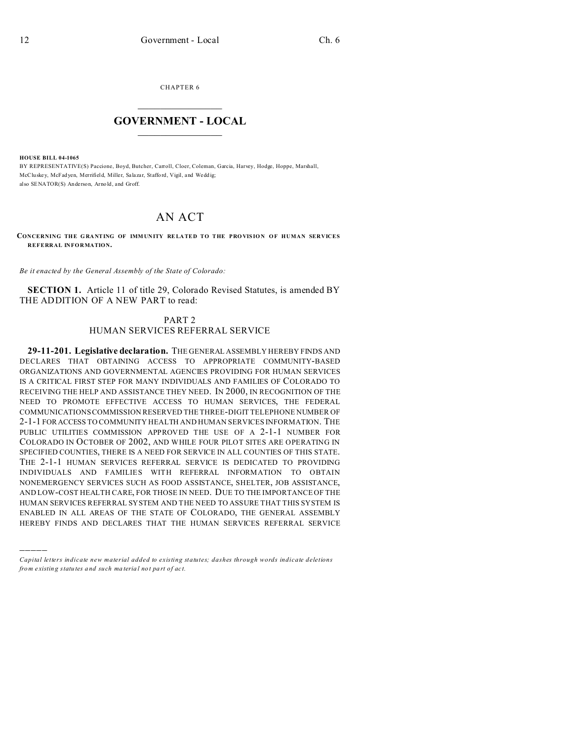CHAPTER 6

# GOVERNMENT - LOCAL

**HOUSE BILL 04-1065**

BY REPRESENTATIVE(S) Paccione, Boyd, Butcher, Carroll, Cloer, Coleman, Garcia, Harvey, Hodge, Hoppe, Marshall, McCluskey, McFadyen, Merrifield, Miller, Salazar, Stafford, Vigil, and Weddig;
also SENATOR(S) Anderson, Arnold, and Groff.

# AN ACT

**CONCERNING THE GRANTING OF IMMUNITY RELATED TO THE PROVISION OF HUMAN SERVICES REFERRAL INFORMATION.**

*Be it enacted by the General Assembly of the State of Colorado:*

**SECTION 1.** Article 11 of title 29, Colorado Revised Statutes, is amended BY THE ADDITION OF A NEW PART to read:

PART 2
HUMAN SERVICES REFERRAL SERVICE

**29-11-201. Legislative declaration.** THE GENERAL ASSEMBLY HEREBY FINDS AND DECLARES THAT OBTAINING ACCESS TO APPROPRIATE COMMUNITY-BASED ORGANIZATIONS AND GOVERNMENTAL AGENCIES PROVIDING FOR HUMAN SERVICES IS A CRITICAL FIRST STEP FOR MANY INDIVIDUALS AND FAMILIES OF COLORADO TO RECEIVING THE HELP AND ASSISTANCE THEY NEED. IN 2000, IN RECOGNITION OF THE NEED TO PROMOTE EFFECTIVE ACCESS TO HUMAN SERVICES, THE FEDERAL COMMUNICATIONS COMMISSION RESERVED THE THREE-DIGIT TELEPHONE NUMBER OF 2-1-1 FOR ACCESS TO COMMUNITY HEALTH AND HUMAN SERVICES INFORMATION. THE PUBLIC UTILITIES COMMISSION APPROVED THE USE OF A 2-1-1 NUMBER FOR COLORADO IN OCTOBER OF 2002, AND WHILE FOUR PILOT SITES ARE OPERATING IN SPECIFIED COUNTIES, THERE IS A NEED FOR SERVICE IN ALL COUNTIES OF THIS STATE. THE 2-1-1 HUMAN SERVICES REFERRAL SERVICE IS DEDICATED TO PROVIDING INDIVIDUALS AND FAMILIES WITH REFERRAL INFORMATION TO OBTAIN NONEMERGENCY SERVICES SUCH AS FOOD ASSISTANCE, SHELTER, JOB ASSISTANCE, AND LOW-COST HEALTH CARE, FOR THOSE IN NEED. DUE TO THE IMPORTANCE OF THE HUMAN SERVICES REFERRAL SYSTEM AND THE NEED TO ASSURE THAT THIS SYSTEM IS ENABLED IN ALL AREAS OF THE STATE OF COLORADO, THE GENERAL ASSEMBLY HEREBY FINDS AND DECLARES THAT THE HUMAN SERVICES REFERRAL SERVICE

---

*Capital letters indicate new material added to existing statutes; dashes through words indicate deletions from existing statutes and such material not part of act.*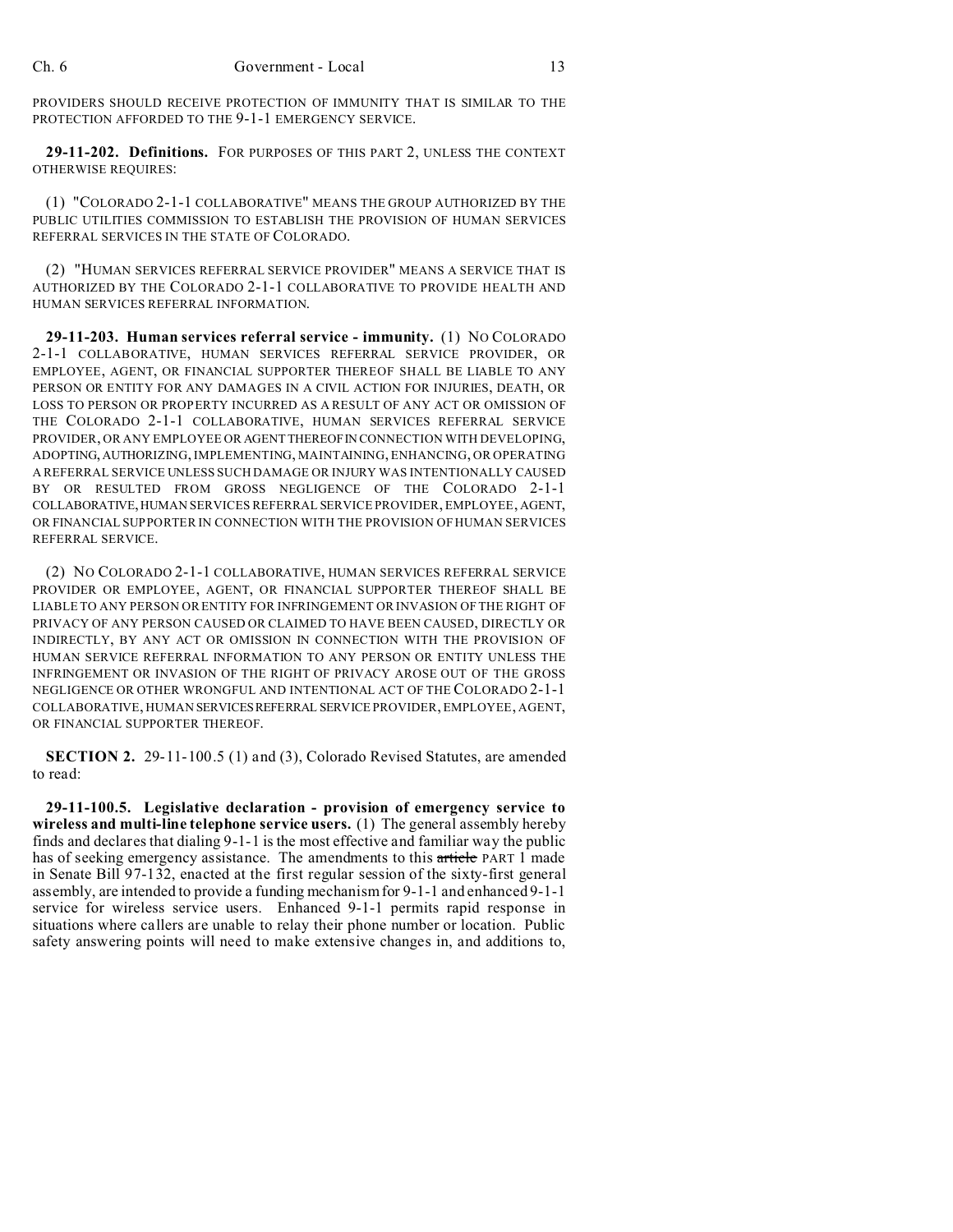PROVIDERS SHOULD RECEIVE PROTECTION OF IMMUNITY THAT IS SIMILAR TO THE PROTECTION AFFORDED TO THE 9-1-1 EMERGENCY SERVICE.

**29-11-202. Definitions.** FOR PURPOSES OF THIS PART 2, UNLESS THE CONTEXT OTHERWISE REQUIRES:

(1) "COLORADO 2-1-1 COLLABORATIVE" MEANS THE GROUP AUTHORIZED BY THE PUBLIC UTILITIES COMMISSION TO ESTABLISH THE PROVISION OF HUMAN SERVICES REFERRAL SERVICES IN THE STATE OF COLORADO.

(2) "HUMAN SERVICES REFERRAL SERVICE PROVIDER" MEANS A SERVICE THAT IS AUTHORIZED BY THE COLORADO 2-1-1 COLLABORATIVE TO PROVIDE HEALTH AND HUMAN SERVICES REFERRAL INFORMATION.

**29-11-203. Human services referral service - immunity.** (1) NO COLORADO 2-1-1 COLLABORATIVE, HUMAN SERVICES REFERRAL SERVICE PROVIDER, OR EMPLOYEE, AGENT, OR FINANCIAL SUPPORTER THEREOF SHALL BE LIABLE TO ANY PERSON OR ENTITY FOR ANY DAMAGES IN A CIVIL ACTION FOR INJURIES, DEATH, OR LOSS TO PERSON OR PROPERTY INCURRED AS A RESULT OF ANY ACT OR OMISSION OF THE COLORADO 2-1-1 COLLABORATIVE, HUMAN SERVICES REFERRAL SERVICE PROVIDER, OR ANY EMPLOYEE OR AGENT THEREOF IN CONNECTION WITH DEVELOPING, ADOPTING, AUTHORIZING, IMPLEMENTING, MAINTAINING, ENHANCING, OR OPERATING A REFERRAL SERVICE UNLESS SUCH DAMAGE OR INJURY WAS INTENTIONALLY CAUSED BY OR RESULTED FROM GROSS NEGLIGENCE OF THE COLORADO 2-1-1 COLLABORATIVE, HUMAN SERVICES REFERRAL SERVICE PROVIDER, EMPLOYEE, AGENT, OR FINANCIAL SUPPORTER IN CONNECTION WITH THE PROVISION OF HUMAN SERVICES REFERRAL SERVICE.

(2) NO COLORADO 2-1-1 COLLABORATIVE, HUMAN SERVICES REFERRAL SERVICE PROVIDER OR EMPLOYEE, AGENT, OR FINANCIAL SUPPORTER THEREOF SHALL BE LIABLE TO ANY PERSON OR ENTITY FOR INFRINGEMENT OR INVASION OF THE RIGHT OF PRIVACY OF ANY PERSON CAUSED OR CLAIMED TO HAVE BEEN CAUSED, DIRECTLY OR INDIRECTLY, BY ANY ACT OR OMISSION IN CONNECTION WITH THE PROVISION OF HUMAN SERVICE REFERRAL INFORMATION TO ANY PERSON OR ENTITY UNLESS THE INFRINGEMENT OR INVASION OF THE RIGHT OF PRIVACY AROSE OUT OF THE GROSS NEGLIGENCE OR OTHER WRONGFUL AND INTENTIONAL ACT OF THE COLORADO 2-1-1 COLLABORATIVE, HUMAN SERVICES REFERRAL SERVICE PROVIDER, EMPLOYEE, AGENT, OR FINANCIAL SUPPORTER THEREOF.

**SECTION 2.** 29-11-100.5 (1) and (3), Colorado Revised Statutes, are amended to read:

**29-11-100.5. Legislative declaration - provision of emergency service to wireless and multi-line telephone service users.** (1) The general assembly hereby finds and declares that dialing 9-1-1 is the most effective and familiar way the public has of seeking emergency assistance. The amendments to this ~~article~~ PART 1 made in Senate Bill 97-132, enacted at the first regular session of the sixty-first general assembly, are intended to provide a funding mechanism for 9-1-1 and enhanced 9-1-1 service for wireless service users. Enhanced 9-1-1 permits rapid response in situations where callers are unable to relay their phone number or location. Public safety answering points will need to make extensive changes in, and additions to,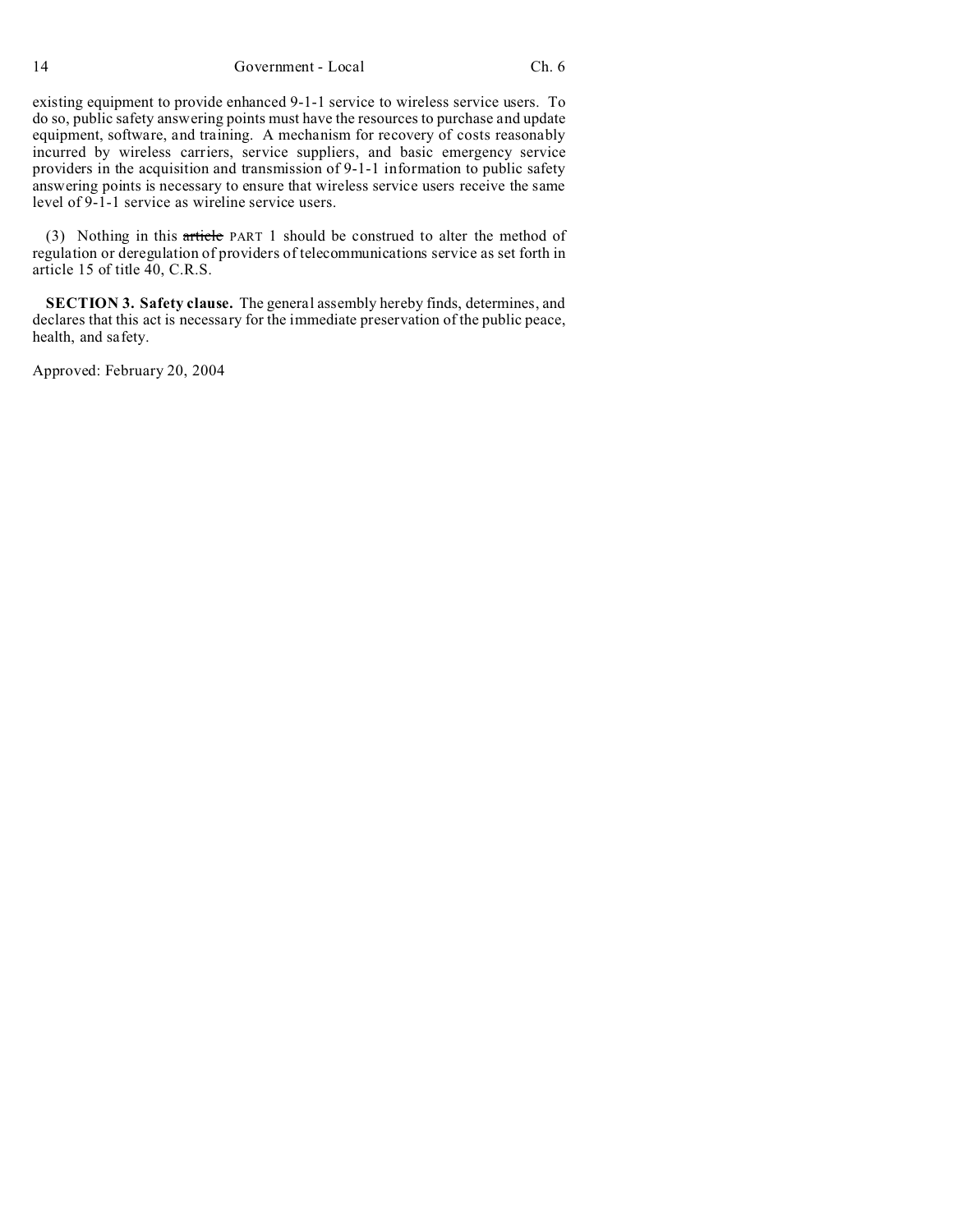existing equipment to provide enhanced 9-1-1 service to wireless service users. To do so, public safety answering points must have the resources to purchase and update equipment, software, and training. A mechanism for recovery of costs reasonably incurred by wireless carriers, service suppliers, and basic emergency service providers in the acquisition and transmission of 9-1-1 information to public safety answering points is necessary to ensure that wireless service users receive the same level of 9-1-1 service as wireline service users.

(3) Nothing in this ~~article~~ PART 1 should be construed to alter the method of regulation or deregulation of providers of telecommunications service as set forth in article 15 of title 40, C.R.S.

**SECTION 3. Safety clause.** The general assembly hereby finds, determines, and declares that this act is necessary for the immediate preservation of the public peace, health, and safety.

Approved: February 20, 2004